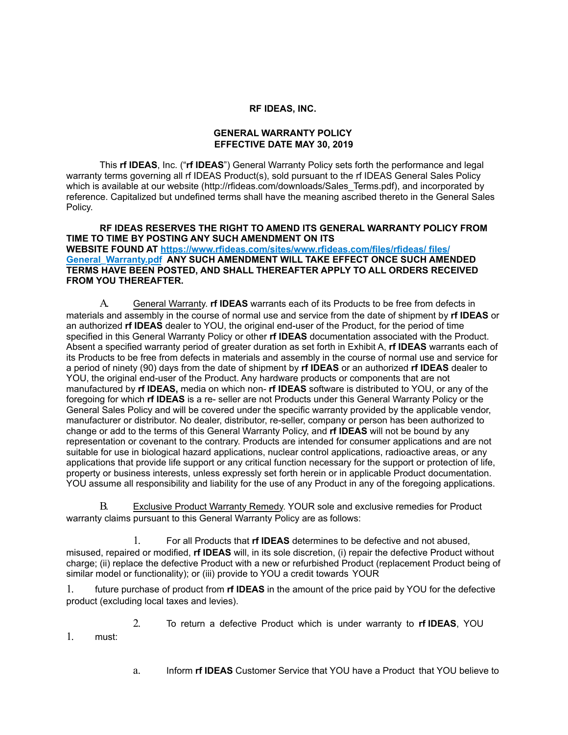**RF IDEAS, INC.**

**GENERAL WARRANTY POLICY**
**EFFECTIVE DATE MAY 30, 2019**

This **rf IDEAS**, Inc. ("**rf IDEAS**") General Warranty Policy sets forth the performance and legal warranty terms governing all rf IDEAS Product(s), sold pursuant to the rf IDEAS General Sales Policy which is available at our website (http://rfideas.com/downloads/Sales_Terms.pdf), and incorporated by reference. Capitalized but undefined terms shall have the meaning ascribed thereto in the General Sales Policy.

**RF IDEAS RESERVES THE RIGHT TO AMEND ITS GENERAL WARRANTY POLICY FROM TIME TO TIME BY POSTING ANY SUCH AMENDMENT ON ITS WEBSITE FOUND AT [https://www.rfideas.com/sites/www.rfideas.com/files/rfideas/ files/ General_Warranty.pdf](https://www.rfideas.com/sites/www.rfideas.com/files/rfideas/files/General_Warranty.pdf) ANY SUCH AMENDMENT WILL TAKE EFFECT ONCE SUCH AMENDED TERMS HAVE BEEN POSTED, AND SHALL THEREAFTER APPLY TO ALL ORDERS RECEIVED FROM YOU THEREAFTER.**

A. General Warranty. **rf IDEAS** warrants each of its Products to be free from defects in materials and assembly in the course of normal use and service from the date of shipment by **rf IDEAS** or an authorized **rf IDEAS** dealer to YOU, the original end-user of the Product, for the period of time specified in this General Warranty Policy or other **rf IDEAS** documentation associated with the Product. Absent a specified warranty period of greater duration as set forth in Exhibit A, **rf IDEAS** warrants each of its Products to be free from defects in materials and assembly in the course of normal use and service for a period of ninety (90) days from the date of shipment by **rf IDEAS** or an authorized **rf IDEAS** dealer to YOU, the original end-user of the Product. Any hardware products or components that are not manufactured by **rf IDEAS,** media on which non- **rf IDEAS** software is distributed to YOU, or any of the foregoing for which **rf IDEAS** is a re- seller are not Products under this General Warranty Policy or the General Sales Policy and will be covered under the specific warranty provided by the applicable vendor, manufacturer or distributor. No dealer, distributor, re-seller, company or person has been authorized to change or add to the terms of this General Warranty Policy, and **rf IDEAS** will not be bound by any representation or covenant to the contrary. Products are intended for consumer applications and are not suitable for use in biological hazard applications, nuclear control applications, radioactive areas, or any applications that provide life support or any critical function necessary for the support or protection of life, property or business interests, unless expressly set forth herein or in applicable Product documentation. YOU assume all responsibility and liability for the use of any Product in any of the foregoing applications.

B. Exclusive Product Warranty Remedy. YOUR sole and exclusive remedies for Product warranty claims pursuant to this General Warranty Policy are as follows:

1. For all Products that **rf IDEAS** determines to be defective and not abused, misused, repaired or modified, **rf IDEAS** will, in its sole discretion, (i) repair the defective Product without charge; (ii) replace the defective Product with a new or refurbished Product (replacement Product being of similar model or functionality); or (iii) provide to YOU a credit towards YOUR

1. future purchase of product from **rf IDEAS** in the amount of the price paid by YOU for the defective product (excluding local taxes and levies).

2. To return a defective Product which is under warranty to **rf IDEAS**, YOU

1. must:

a. Inform **rf IDEAS** Customer Service that YOU have a Product that YOU believe to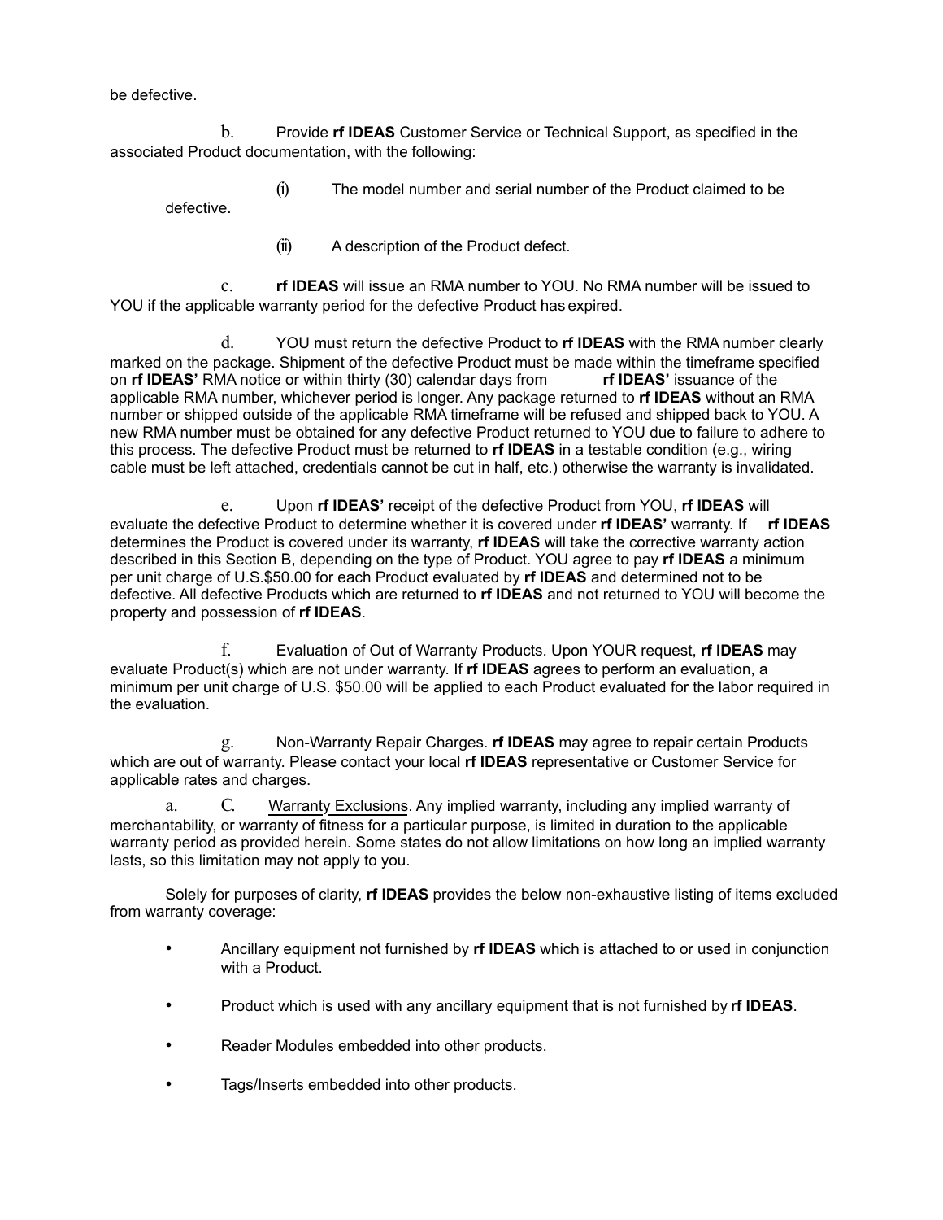be defective.

b. Provide **rf IDEAS** Customer Service or Technical Support, as specified in the associated Product documentation, with the following:

(i) The model number and serial number of the Product claimed to be defective.

(ii) A description of the Product defect.

c. **rf IDEAS** will issue an RMA number to YOU. No RMA number will be issued to YOU if the applicable warranty period for the defective Product has expired.

d. YOU must return the defective Product to **rf IDEAS** with the RMA number clearly marked on the package. Shipment of the defective Product must be made within the timeframe specified on **rf IDEAS'** RMA notice or within thirty (30) calendar days from **rf IDEAS'** issuance of the applicable RMA number, whichever period is longer. Any package returned to **rf IDEAS** without an RMA number or shipped outside of the applicable RMA timeframe will be refused and shipped back to YOU. A new RMA number must be obtained for any defective Product returned to YOU due to failure to adhere to this process. The defective Product must be returned to **rf IDEAS** in a testable condition (e.g., wiring cable must be left attached, credentials cannot be cut in half, etc.) otherwise the warranty is invalidated.

e. Upon **rf IDEAS'** receipt of the defective Product from YOU, **rf IDEAS** will evaluate the defective Product to determine whether it is covered under **rf IDEAS'** warranty. If **rf IDEAS** determines the Product is covered under its warranty, **rf IDEAS** will take the corrective warranty action described in this Section B, depending on the type of Product. YOU agree to pay **rf IDEAS** a minimum per unit charge of U.S.$50.00 for each Product evaluated by **rf IDEAS** and determined not to be defective. All defective Products which are returned to **rf IDEAS** and not returned to YOU will become the property and possession of **rf IDEAS**.

f. Evaluation of Out of Warranty Products. Upon YOUR request, **rf IDEAS** may evaluate Product(s) which are not under warranty. If **rf IDEAS** agrees to perform an evaluation, a minimum per unit charge of U.S. $50.00 will be applied to each Product evaluated for the labor required in the evaluation.

g. Non-Warranty Repair Charges. **rf IDEAS** may agree to repair certain Products which are out of warranty. Please contact your local **rf IDEAS** representative or Customer Service for applicable rates and charges.

a. C. Warranty Exclusions. Any implied warranty, including any implied warranty of merchantability, or warranty of fitness for a particular purpose, is limited in duration to the applicable warranty period as provided herein. Some states do not allow limitations on how long an implied warranty lasts, so this limitation may not apply to you.

Solely for purposes of clarity, **rf IDEAS** provides the below non-exhaustive listing of items excluded from warranty coverage:

- Ancillary equipment not furnished by **rf IDEAS** which is attached to or used in conjunction with a Product.
- Product which is used with any ancillary equipment that is not furnished by **rf IDEAS**.
- Reader Modules embedded into other products.
- Tags/Inserts embedded into other products.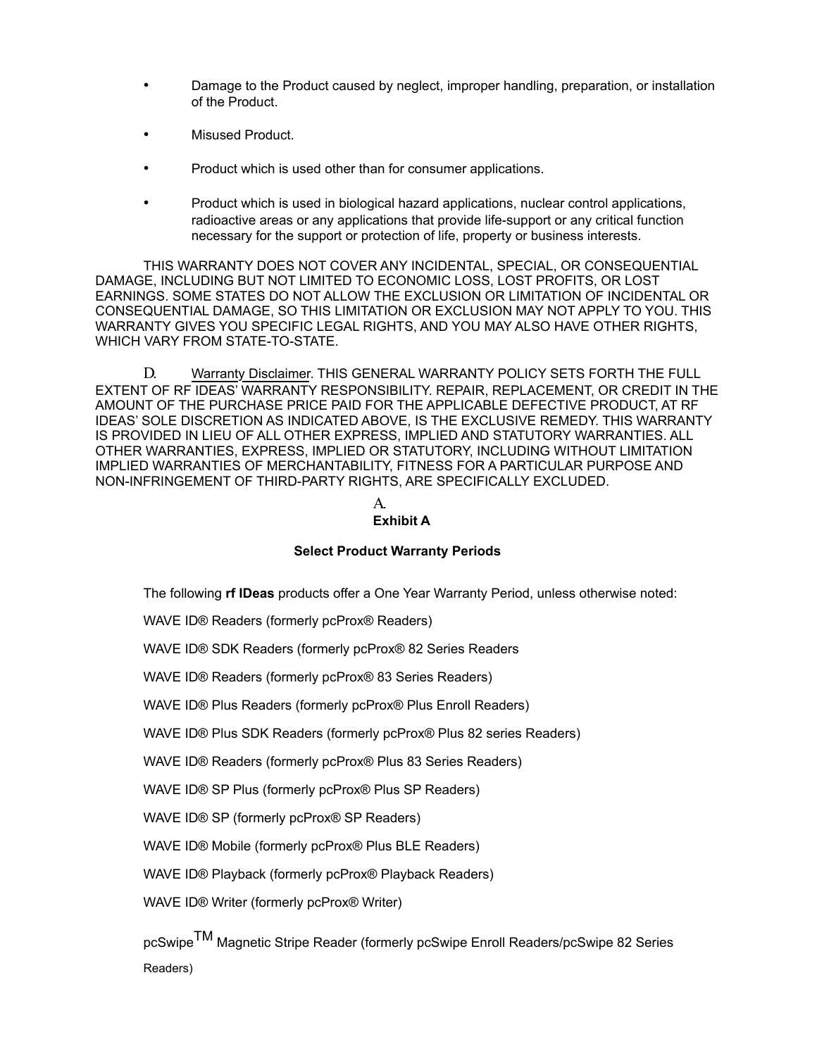- Damage to the Product caused by neglect, improper handling, preparation, or installation of the Product.
- Misused Product.
- Product which is used other than for consumer applications.
- Product which is used in biological hazard applications, nuclear control applications, radioactive areas or any applications that provide life-support or any critical function necessary for the support or protection of life, property or business interests.

THIS WARRANTY DOES NOT COVER ANY INCIDENTAL, SPECIAL, OR CONSEQUENTIAL DAMAGE, INCLUDING BUT NOT LIMITED TO ECONOMIC LOSS, LOST PROFITS, OR LOST EARNINGS. SOME STATES DO NOT ALLOW THE EXCLUSION OR LIMITATION OF INCIDENTAL OR CONSEQUENTIAL DAMAGE, SO THIS LIMITATION OR EXCLUSION MAY NOT APPLY TO YOU. THIS WARRANTY GIVES YOU SPECIFIC LEGAL RIGHTS, AND YOU MAY ALSO HAVE OTHER RIGHTS, WHICH VARY FROM STATE-TO-STATE.

D. Warranty Disclaimer. THIS GENERAL WARRANTY POLICY SETS FORTH THE FULL EXTENT OF RF IDEAS' WARRANTY RESPONSIBILITY. REPAIR, REPLACEMENT, OR CREDIT IN THE AMOUNT OF THE PURCHASE PRICE PAID FOR THE APPLICABLE DEFECTIVE PRODUCT, AT RF IDEAS' SOLE DISCRETION AS INDICATED ABOVE, IS THE EXCLUSIVE REMEDY. THIS WARRANTY IS PROVIDED IN LIEU OF ALL OTHER EXPRESS, IMPLIED AND STATUTORY WARRANTIES. ALL OTHER WARRANTIES, EXPRESS, IMPLIED OR STATUTORY, INCLUDING WITHOUT LIMITATION IMPLIED WARRANTIES OF MERCHANTABILITY, FITNESS FOR A PARTICULAR PURPOSE AND NON-INFRINGEMENT OF THIRD-PARTY RIGHTS, ARE SPECIFICALLY EXCLUDED.

A.

**Exhibit A**

**Select Product Warranty Periods**

The following **rf IDeas** products offer a One Year Warranty Period, unless otherwise noted:

WAVE ID® Readers (formerly pcProx® Readers)

WAVE ID® SDK Readers (formerly pcProx® 82 Series Readers

WAVE ID® Readers (formerly pcProx® 83 Series Readers)

WAVE ID® Plus Readers (formerly pcProx® Plus Enroll Readers)

WAVE ID® Plus SDK Readers (formerly pcProx® Plus 82 series Readers)

WAVE ID® Readers (formerly pcProx® Plus 83 Series Readers)

WAVE ID® SP Plus (formerly pcProx® Plus SP Readers)

WAVE ID® SP (formerly pcProx® SP Readers)

WAVE ID® Mobile (formerly pcProx® Plus BLE Readers)

WAVE ID® Playback (formerly pcProx® Playback Readers)

WAVE ID® Writer (formerly pcProx® Writer)

pcSwipe™ Magnetic Stripe Reader (formerly pcSwipe Enroll Readers/pcSwipe 82 Series Readers)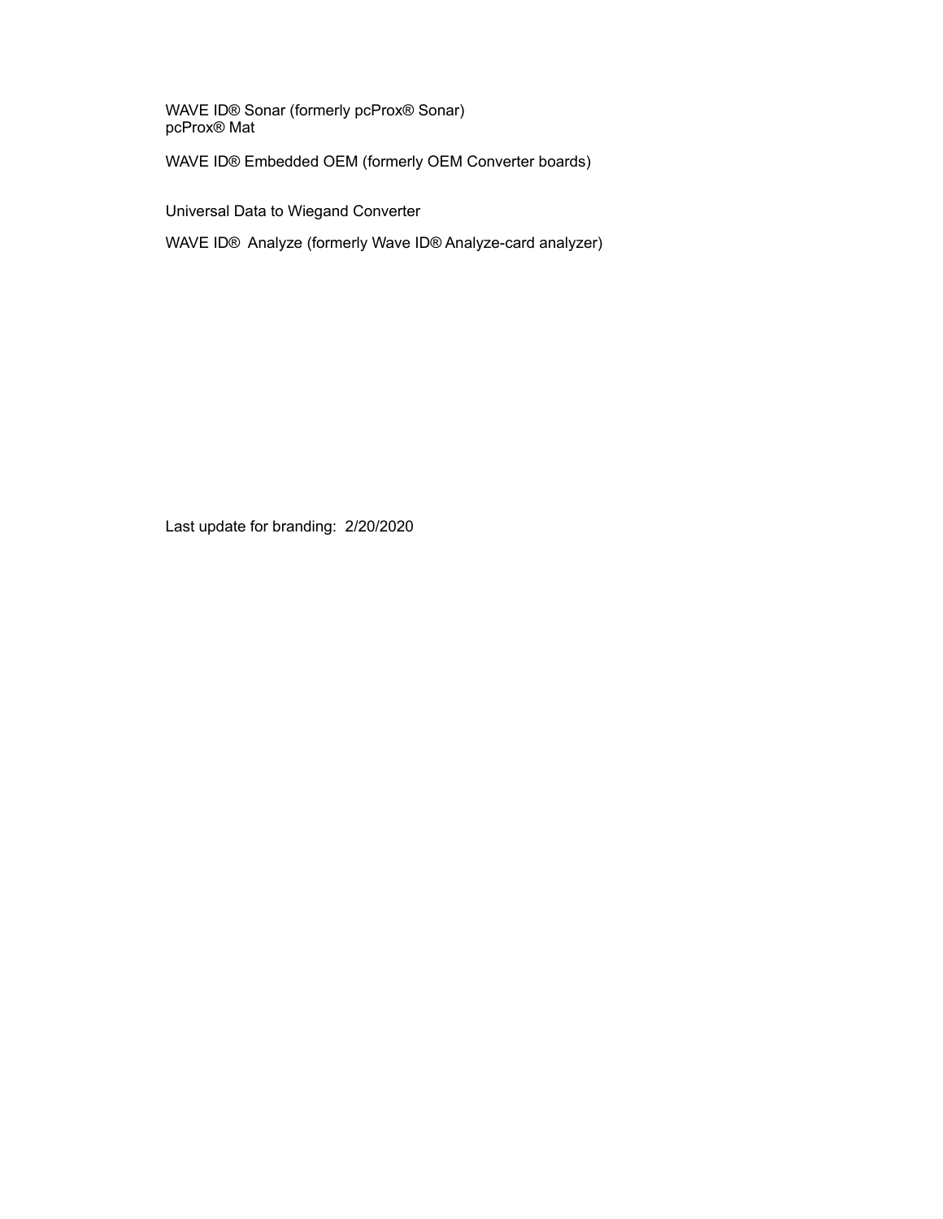WAVE ID® Sonar (formerly pcProx® Sonar)
pcProx® Mat

WAVE ID® Embedded OEM (formerly OEM Converter boards)

Universal Data to Wiegand Converter

WAVE ID® Analyze (formerly Wave ID® Analyze-card analyzer)

Last update for branding: 2/20/2020